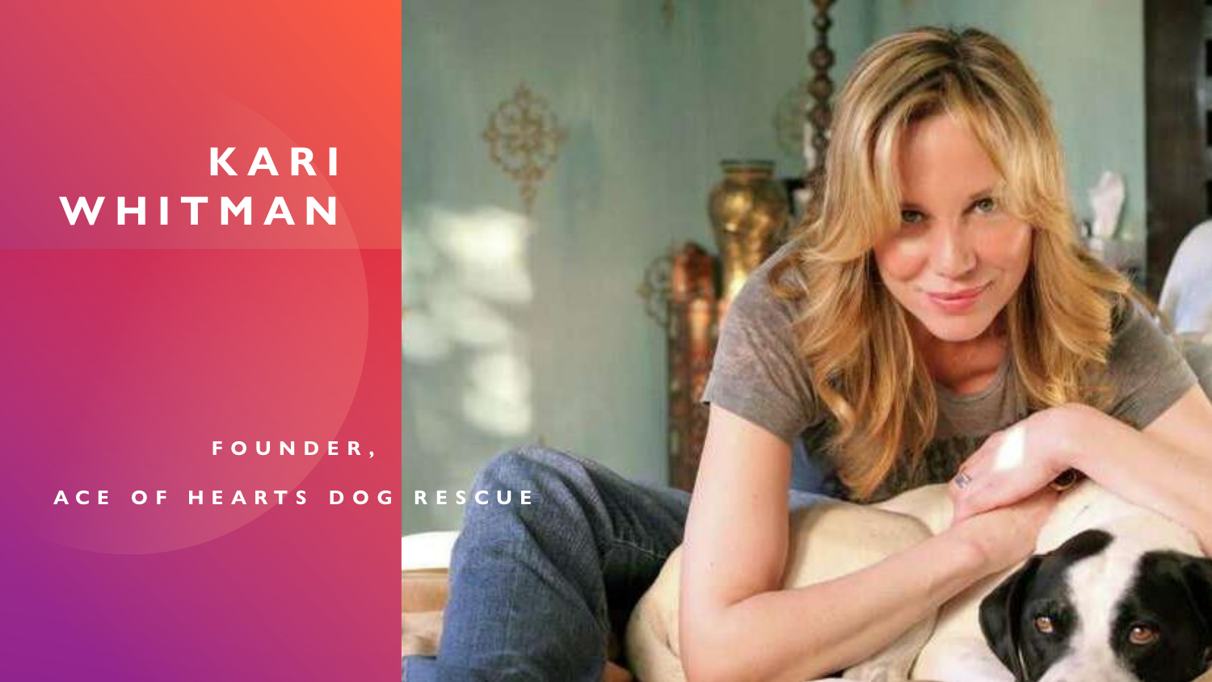# KARI WHITMAN

FOUNDER,

ACE OF HEARTS DOG RESCUE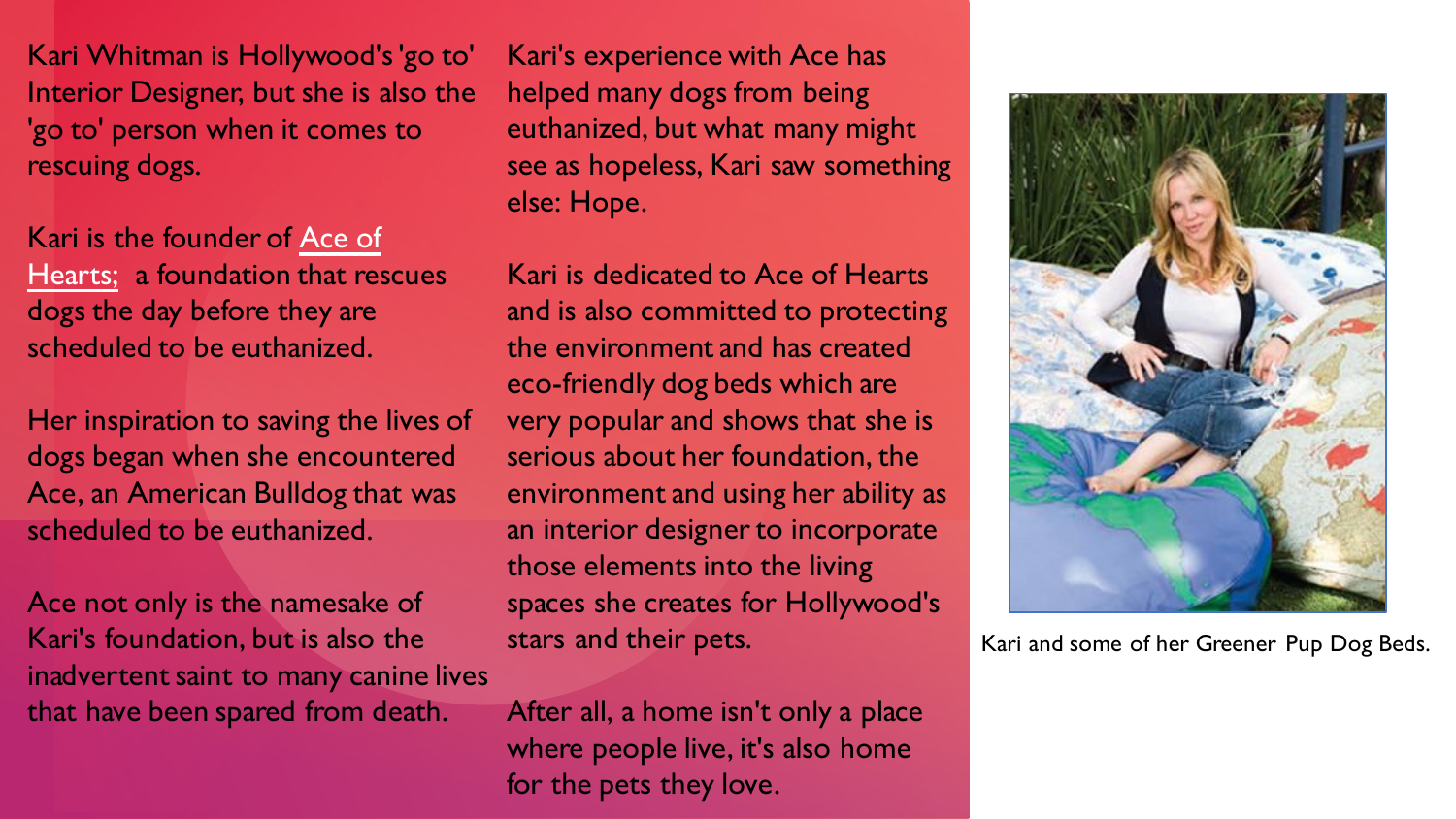Kari Whitman is Hollywood's 'go to' Interior Designer, but she is also the 'go to' person when it comes to rescuing dogs.

Kari is the founder of Ace of Hearts; a foundation that rescues dogs the day before they are scheduled to be euthanized.

Her inspiration to saving the lives of dogs began when she encountered Ace, an American Bulldog that was scheduled to be euthanized.

Ace not only is the namesake of Kari's foundation, but is also the inadvertent saint to many canine lives that have been spared from death.

Kari's experience with Ace has helped many dogs from being euthanized, but what many might see as hopeless, Kari saw something else: Hope.

Kari is dedicated to Ace of Hearts and is also committed to protecting the environment and has created eco-friendly dog beds which are very popular and shows that she is serious about her foundation, the environment and using her ability as an interior designer to incorporate those elements into the living spaces she creates for Hollywood's stars and their pets.

After all, a home isn't only a place where people live, it's also home for the pets they love.

Kari and some of her Greener Pup Dog Beds.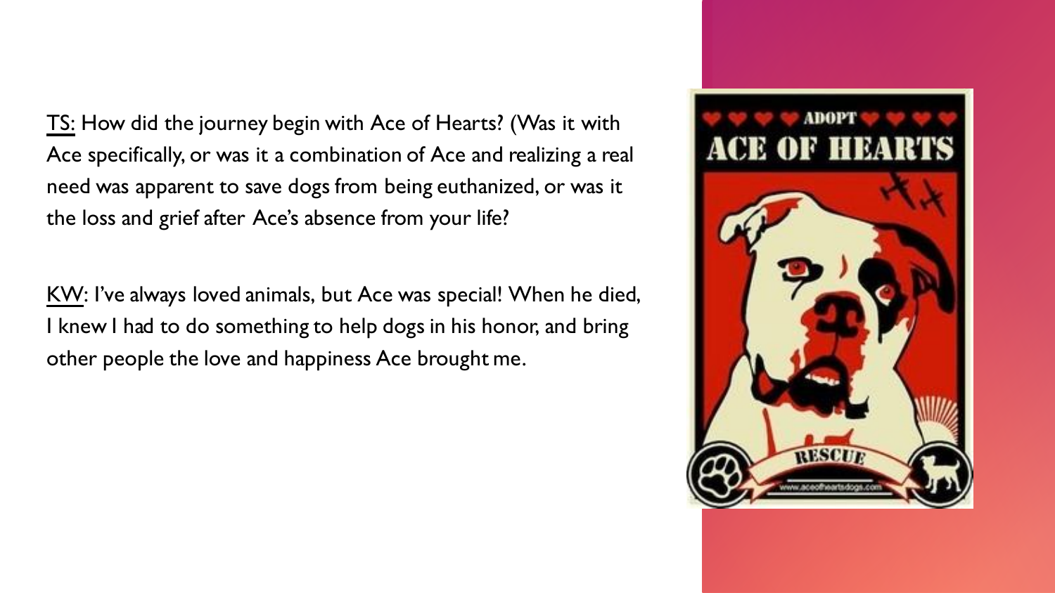<u>TS:</u> How did the journey begin with Ace of Hearts? (Was it with Ace specifically, or was it a combination of Ace and realizing a real need was apparent to save dogs from being euthanized, or was it the loss and grief after Ace's absence from your life?

<u>KW</u>: I've always loved animals, but Ace was special! When he died, I knew I had to do something to help dogs in his honor, and bring other people the love and happiness Ace brought me.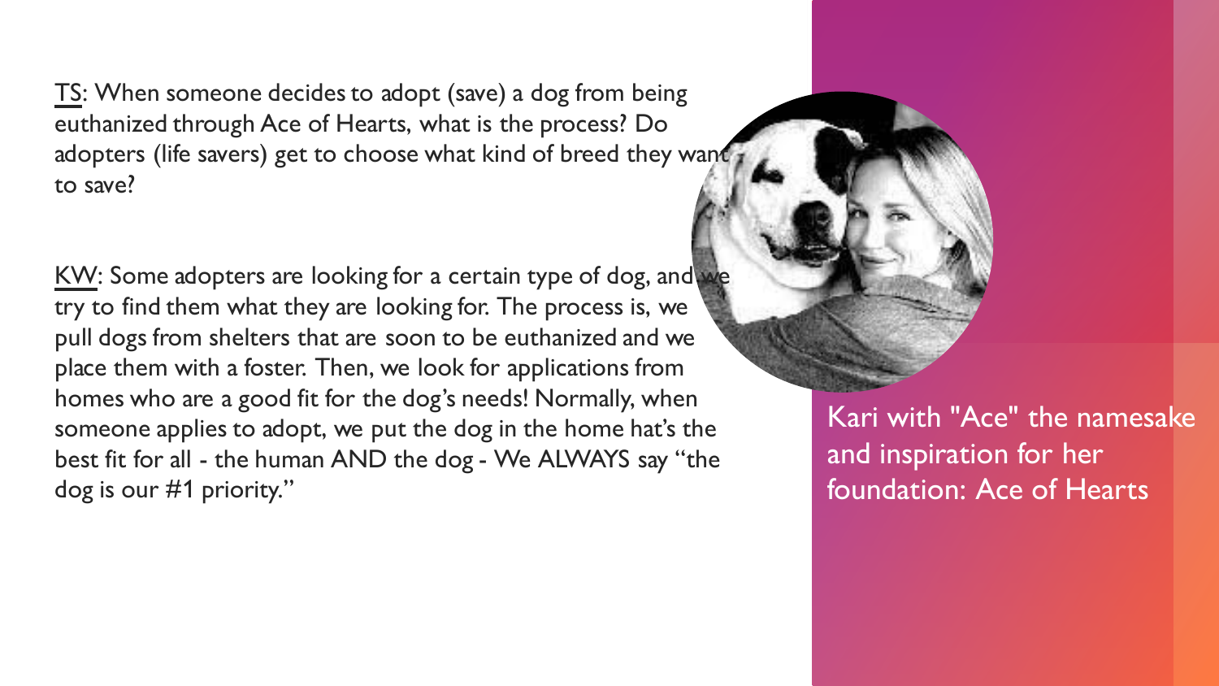TS: When someone decides to adopt (save) a dog from being euthanized through Ace of Hearts, what is the process? Do adopters (life savers) get to choose what kind of breed they want to save?

KW: Some adopters are looking for a certain type of dog, and we try to find them what they are looking for. The process is, we pull dogs from shelters that are soon to be euthanized and we place them with a foster. Then, we look for applications from homes who are a good fit for the dog's needs! Normally, when someone applies to adopt, we put the dog in the home hat's the best fit for all - the human AND the dog - We ALWAYS say "the dog is our #1 priority."

Kari with "Ace" the namesake and inspiration for her foundation: Ace of Hearts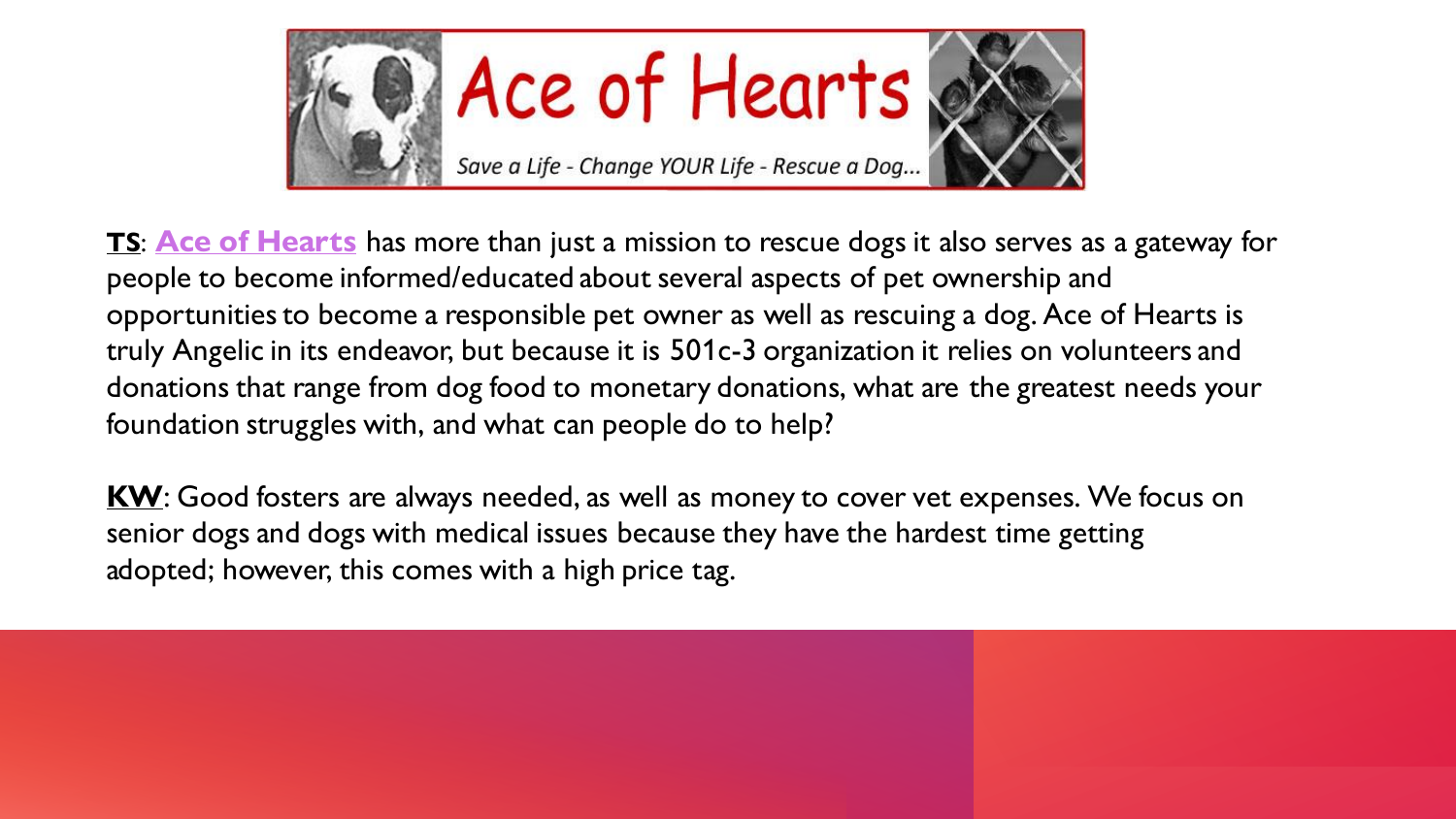**TS**: **Ace of Hearts** has more than just a mission to rescue dogs it also serves as a gateway for people to become informed/educated about several aspects of pet ownership and opportunities to become a responsible pet owner as well as rescuing a dog. Ace of Hearts is truly Angelic in its endeavor, but because it is 501c-3 organization it relies on volunteers and donations that range from dog food to monetary donations, what are the greatest needs your foundation struggles with, and what can people do to help?

**KW**: Good fosters are always needed, as well as money to cover vet expenses. We focus on senior dogs and dogs with medical issues because they have the hardest time getting adopted; however, this comes with a high price tag.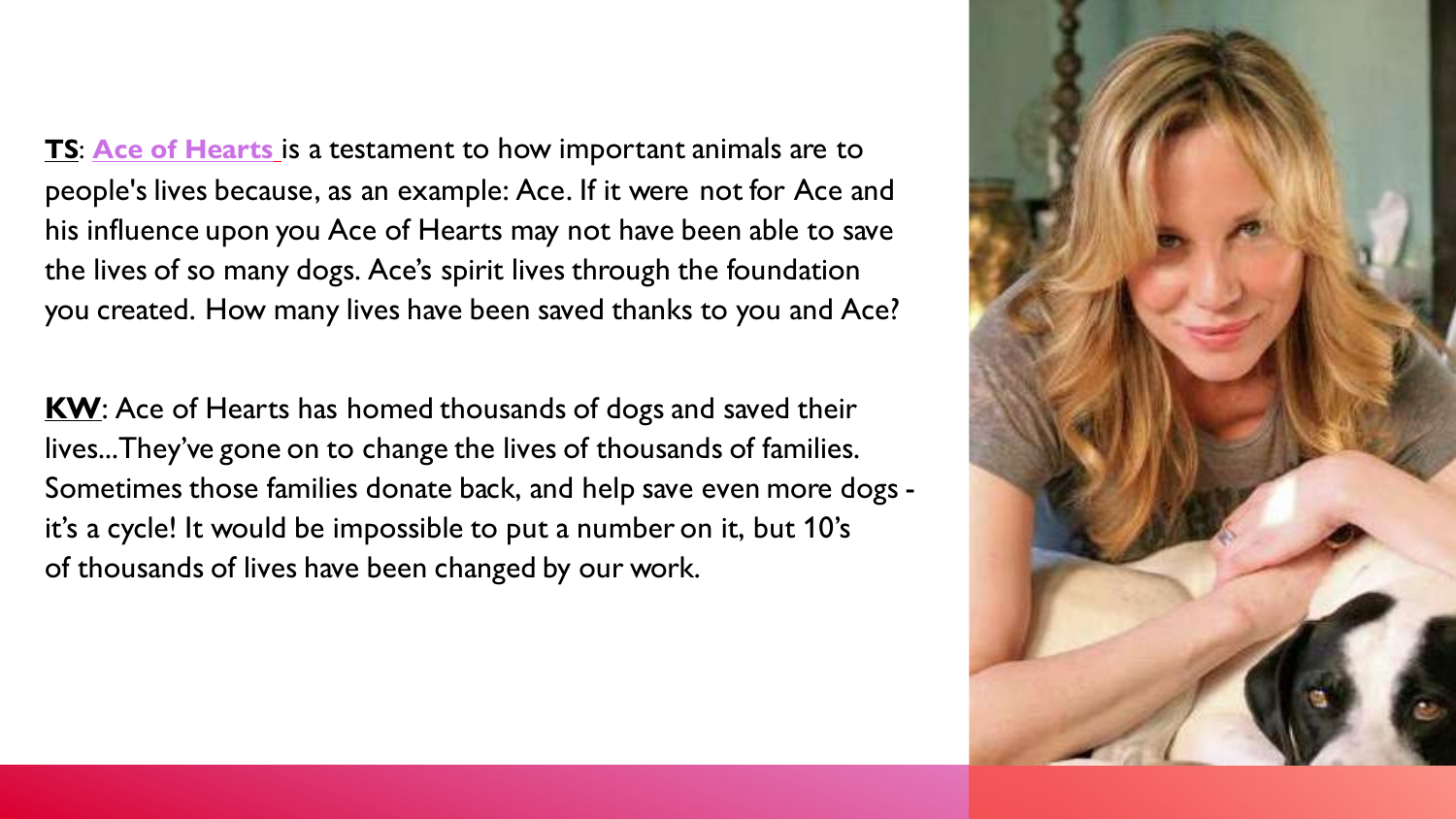**TS**: Ace of Hearts is a testament to how important animals are to people's lives because, as an example: Ace. If it were not for Ace and his influence upon you Ace of Hearts may not have been able to save the lives of so many dogs. Ace's spirit lives through the foundation you created. How many lives have been saved thanks to you and Ace?

**KW**: Ace of Hearts has homed thousands of dogs and saved their lives...They've gone on to change the lives of thousands of families. Sometimes those families donate back, and help save even more dogs - it's a cycle! It would be impossible to put a number on it, but 10's of thousands of lives have been changed by our work.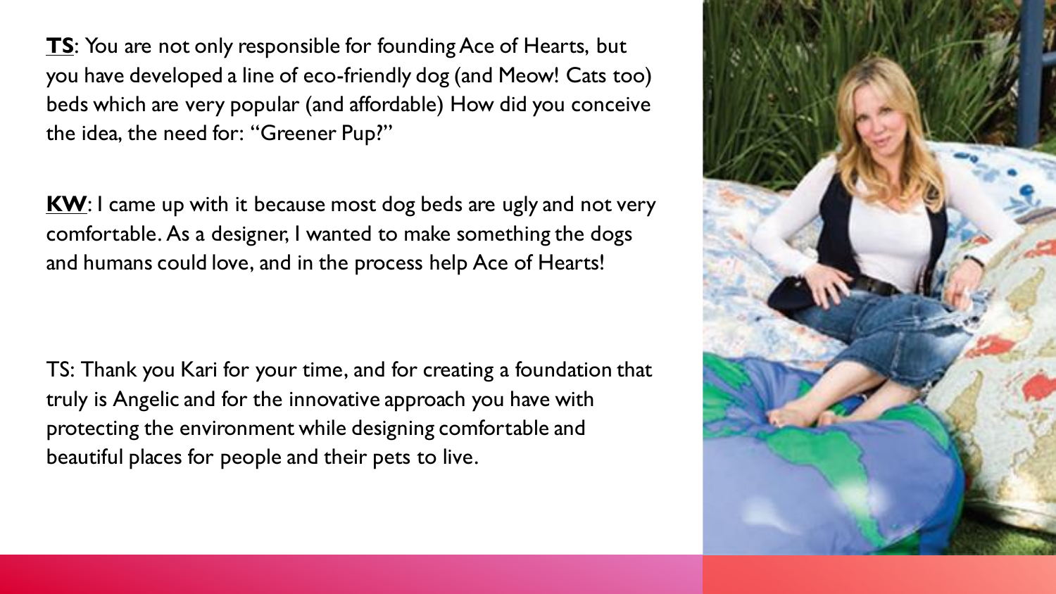**TS**: You are not only responsible for founding Ace of Hearts, but you have developed a line of eco-friendly dog (and Meow! Cats too) beds which are very popular (and affordable) How did you conceive the idea, the need for: "Greener Pup?"

**KW**: I came up with it because most dog beds are ugly and not very comfortable. As a designer, I wanted to make something the dogs and humans could love, and in the process help Ace of Hearts!

TS: Thank you Kari for your time, and for creating a foundation that truly is Angelic and for the innovative approach you have with protecting the environment while designing comfortable and beautiful places for people and their pets to live.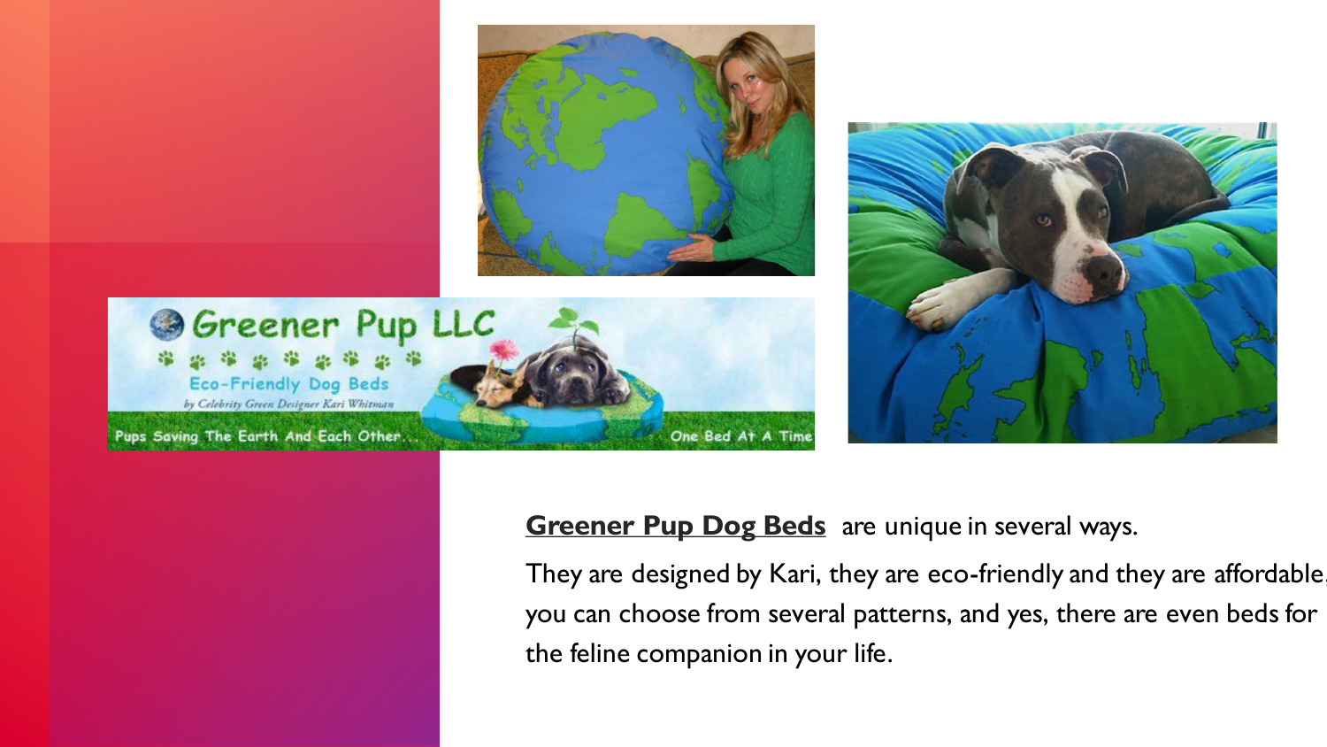**Greener Pup Dog Beds** are unique in several ways.

They are designed by Kari, they are eco-friendly and they are affordable, you can choose from several patterns, and yes, there are even beds for the feline companion in your life.